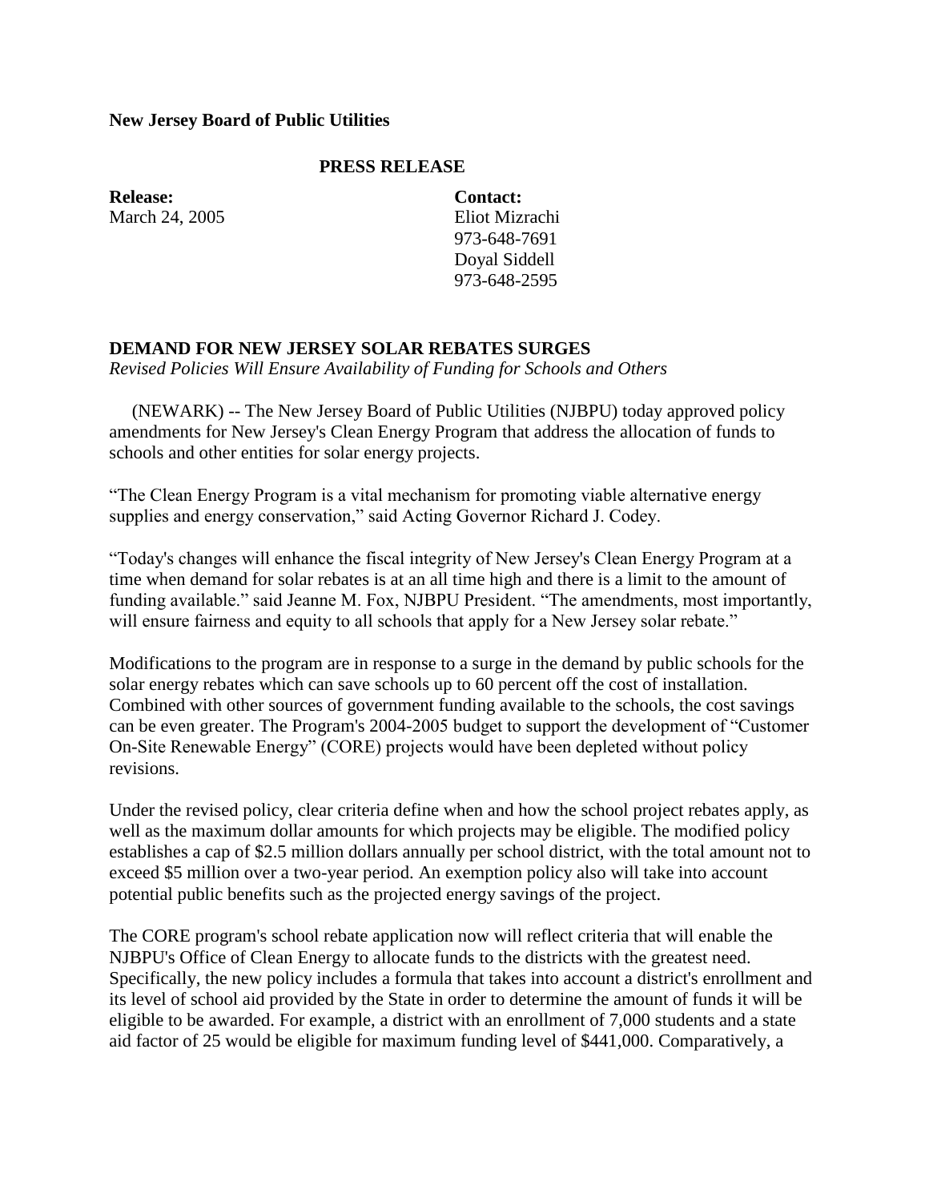**New Jersey Board of Public Utilities**

**PRESS RELEASE**

| **Release:** | **Contact:** |
| --- | --- |
| March 24, 2005 | Eliot Mizrachi |
| | 973-648-7691 |
| | Doyal Siddell |
| | 973-648-2595 |

## DEMAND FOR NEW JERSEY SOLAR REBATES SURGES

*Revised Policies Will Ensure Availability of Funding for Schools and Others*

(NEWARK) -- The New Jersey Board of Public Utilities (NJBPU) today approved policy amendments for New Jersey's Clean Energy Program that address the allocation of funds to schools and other entities for solar energy projects.

"The Clean Energy Program is a vital mechanism for promoting viable alternative energy supplies and energy conservation," said Acting Governor Richard J. Codey.

"Today's changes will enhance the fiscal integrity of New Jersey's Clean Energy Program at a time when demand for solar rebates is at an all time high and there is a limit to the amount of funding available." said Jeanne M. Fox, NJBPU President. "The amendments, most importantly, will ensure fairness and equity to all schools that apply for a New Jersey solar rebate."

Modifications to the program are in response to a surge in the demand by public schools for the solar energy rebates which can save schools up to 60 percent off the cost of installation. Combined with other sources of government funding available to the schools, the cost savings can be even greater. The Program's 2004-2005 budget to support the development of "Customer On-Site Renewable Energy" (CORE) projects would have been depleted without policy revisions.

Under the revised policy, clear criteria define when and how the school project rebates apply, as well as the maximum dollar amounts for which projects may be eligible. The modified policy establishes a cap of $2.5 million dollars annually per school district, with the total amount not to exceed $5 million over a two-year period. An exemption policy also will take into account potential public benefits such as the projected energy savings of the project.

The CORE program's school rebate application now will reflect criteria that will enable the NJBPU's Office of Clean Energy to allocate funds to the districts with the greatest need. Specifically, the new policy includes a formula that takes into account a district's enrollment and its level of school aid provided by the State in order to determine the amount of funds it will be eligible to be awarded. For example, a district with an enrollment of 7,000 students and a state aid factor of 25 would be eligible for maximum funding level of $441,000. Comparatively, a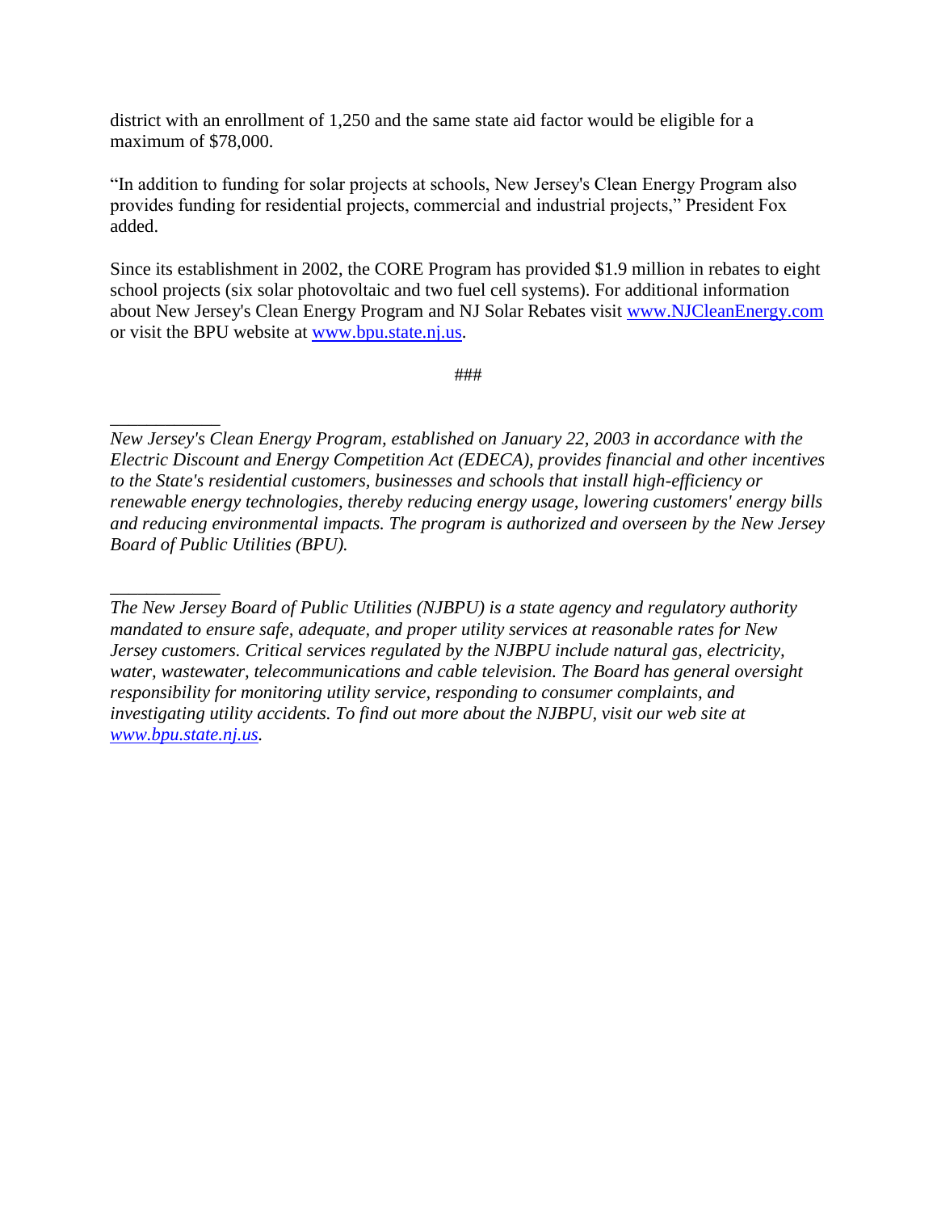district with an enrollment of 1,250 and the same state aid factor would be eligible for a maximum of $78,000.

"In addition to funding for solar projects at schools, New Jersey's Clean Energy Program also provides funding for residential projects, commercial and industrial projects," President Fox added.

Since its establishment in 2002, the CORE Program has provided $1.9 million in rebates to eight school projects (six solar photovoltaic and two fuel cell systems). For additional information about New Jersey's Clean Energy Program and NJ Solar Rebates visit [www.NJCleanEnergy.com](http://www.NJCleanEnergy.com) or visit the BPU website at [www.bpu.state.nj.us](http://www.bpu.state.nj.us).

###

____________

*New Jersey's Clean Energy Program, established on January 22, 2003 in accordance with the Electric Discount and Energy Competition Act (EDECA), provides financial and other incentives to the State's residential customers, businesses and schools that install high-efficiency or renewable energy technologies, thereby reducing energy usage, lowering customers' energy bills and reducing environmental impacts. The program is authorized and overseen by the New Jersey Board of Public Utilities (BPU).*

____________

*The New Jersey Board of Public Utilities (NJBPU) is a state agency and regulatory authority mandated to ensure safe, adequate, and proper utility services at reasonable rates for New Jersey customers. Critical services regulated by the NJBPU include natural gas, electricity, water, wastewater, telecommunications and cable television. The Board has general oversight responsibility for monitoring utility service, responding to consumer complaints, and investigating utility accidents. To find out more about the NJBPU, visit our web site at [www.bpu.state.nj.us](http://www.bpu.state.nj.us).*